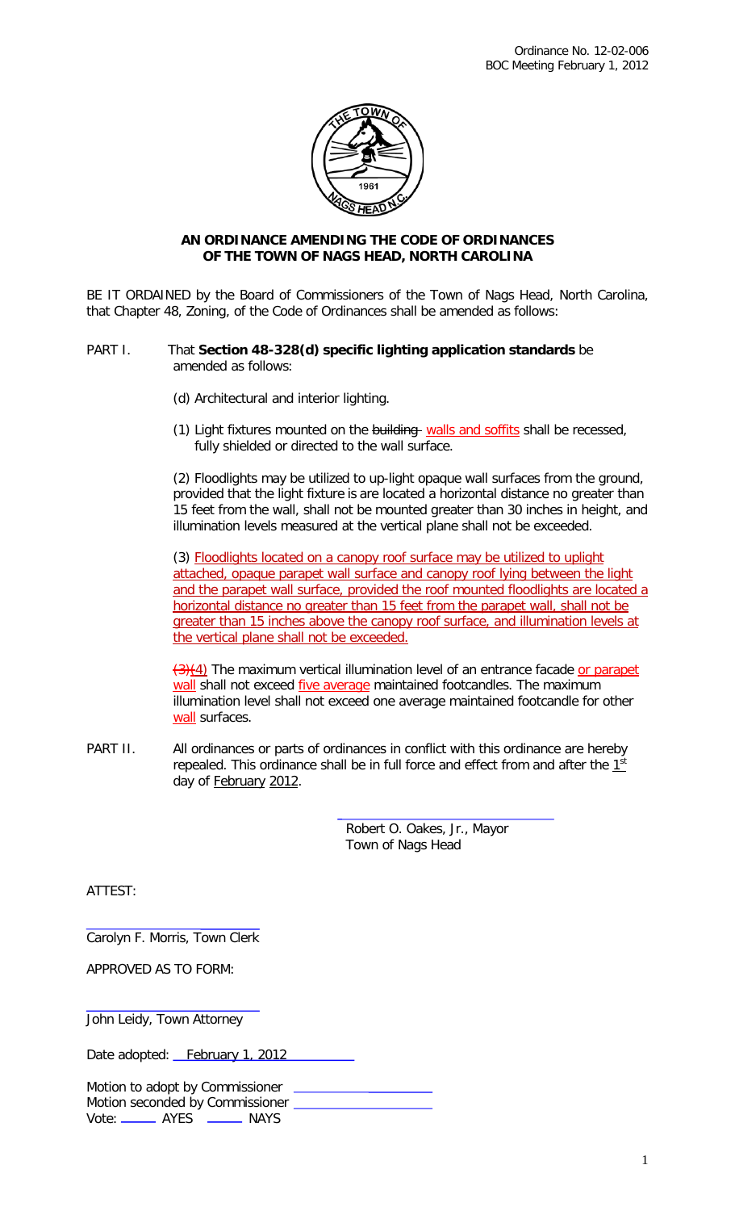Ordinance No. 12-02-006
BOC Meeting February 1, 2012

**AN ORDINANCE AMENDING THE CODE OF ORDINANCES**
**OF THE TOWN OF NAGS HEAD, NORTH CAROLINA**

BE IT ORDAINED by the Board of Commissioners of the Town of Nags Head, North Carolina, that Chapter 48, Zoning, of the Code of Ordinances shall be amended as follows:

PART I. That **Section 48-328(d) specific lighting application standards** be amended as follows:

(d) Architectural and interior lighting.

(1) Light fixtures mounted on the ~~building~~ walls and soffits shall be recessed, fully shielded or directed to the wall surface.

(2) Floodlights may be utilized to up-light opaque wall surfaces from the ground, provided that the light fixture is are located a horizontal distance no greater than 15 feet from the wall, shall not be mounted greater than 30 inches in height, and illumination levels measured at the vertical plane shall not be exceeded.

(3) Floodlights located on a canopy roof surface may be utilized to uplight attached, opaque parapet wall surface and canopy roof lying between the light and the parapet wall surface, provided the roof mounted floodlights are located a horizontal distance no greater than 15 feet from the parapet wall, shall not be greater than 15 inches above the canopy roof surface, and illumination levels at the vertical plane shall not be exceeded.

~~(3)~~(4) The maximum vertical illumination level of an entrance facade or parapet wall shall not exceed five average maintained footcandles. The maximum illumination level shall not exceed one average maintained footcandle for other wall surfaces.

PART II. All ordinances or parts of ordinances in conflict with this ordinance are hereby repealed. This ordinance shall be in full force and effect from and after the 1st day of February 2012.

\_\_\_\_\_\_\_\_\_\_\_\_\_\_\_\_\_\_\_\_\_\_\_\_\_\_\_\_\_\_
Robert O. Oakes, Jr., Mayor
Town of Nags Head

ATTEST:

\_\_\_\_\_\_\_\_\_\_\_\_\_\_\_\_\_\_\_\_\_\_\_\_\_\_\_\_\_\_
Carolyn F. Morris, Town Clerk

APPROVED AS TO FORM:

\_\_\_\_\_\_\_\_\_\_\_\_\_\_\_\_\_\_\_\_\_\_\_\_\_\_\_\_\_\_
John Leidy, Town Attorney

Date adopted: February 1, 2012

Motion to adopt by Commissioner \_\_\_\_\_\_\_\_\_\_\_\_\_\_\_\_\_\_\_\_
Motion seconded by Commissioner \_\_\_\_\_\_\_\_\_\_\_\_\_\_\_\_\_\_\_\_
Vote: \_\_\_\_\_ AYES \_\_\_\_\_ NAYS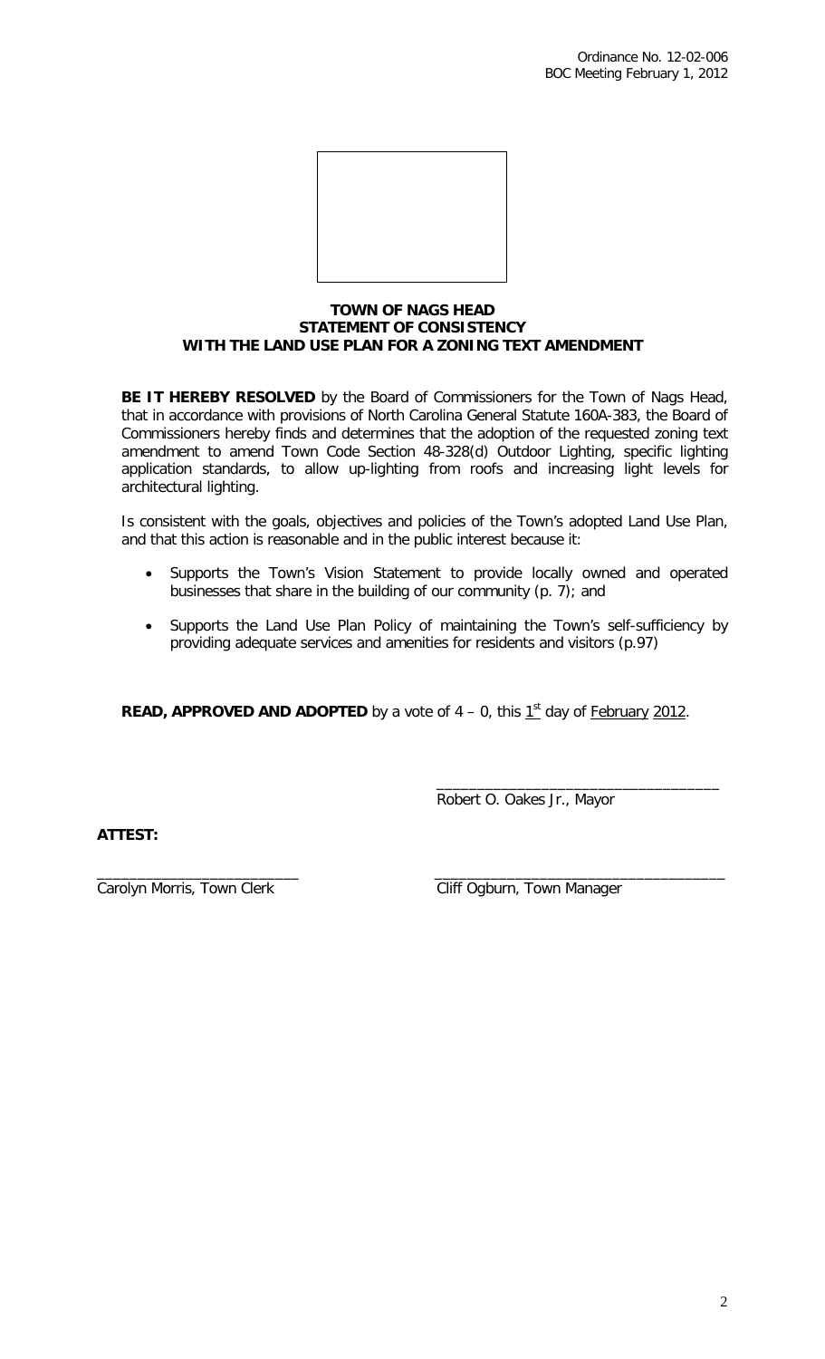Ordinance No. 12-02-006
BOC Meeting February 1, 2012

**TOWN OF NAGS HEAD**
**STATEMENT OF CONSISTENCY**
**WITH THE LAND USE PLAN FOR A ZONING TEXT AMENDMENT**

**BE IT HEREBY RESOLVED** by the Board of Commissioners for the Town of Nags Head, that in accordance with provisions of North Carolina General Statute 160A-383, the Board of Commissioners hereby finds and determines that the adoption of the requested zoning text amendment to amend Town Code Section 48-328(d) Outdoor Lighting, specific lighting application standards, to allow up-lighting from roofs and increasing light levels for architectural lighting.

Is consistent with the goals, objectives and policies of the Town's adopted Land Use Plan, and that this action is reasonable and in the public interest because it:

- Supports the Town's Vision Statement to provide locally owned and operated businesses that share in the building of our community (p. 7); and
- Supports the Land Use Plan Policy of maintaining the Town's self-sufficiency by providing adequate services and amenities for residents and visitors (p.97)

**READ, APPROVED AND ADOPTED** by a vote of 4 – 0, this 1st day of February 2012.

\_\_\_\_\_\_\_\_\_\_\_\_\_\_\_\_\_\_\_\_\_\_\_\_\_\_\_\_\_\_\_\_\_\_
Robert O. Oakes Jr., Mayor

**ATTEST:**

\_\_\_\_\_\_\_\_\_\_\_\_\_\_\_\_\_\_\_\_\_\_\_\_\_\_
Carolyn Morris, Town Clerk

\_\_\_\_\_\_\_\_\_\_\_\_\_\_\_\_\_\_\_\_\_\_\_\_\_\_\_\_\_\_\_\_\_\_
Cliff Ogburn, Town Manager